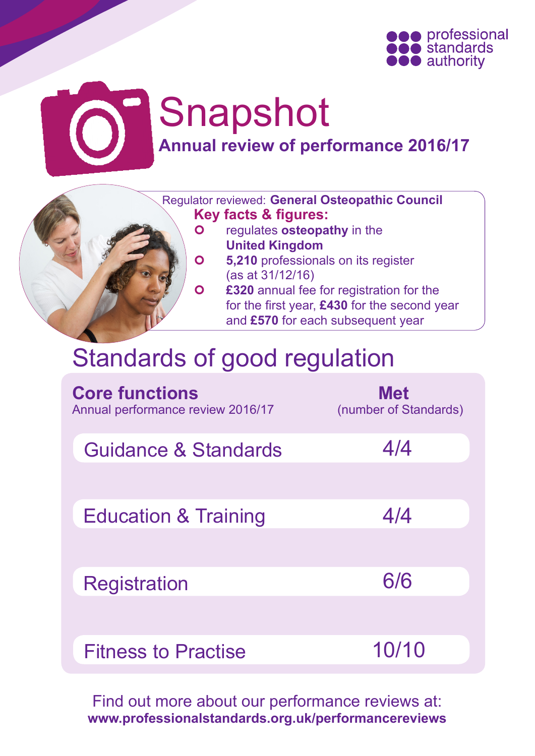professional standards authority

# Snapshot

## Annual review of performance 2016/17

Regulator reviewed: **General Osteopathic Council**

**Key facts & figures:**

- regulates **osteopathy** in the **United Kingdom**
- **5,210** professionals on its register (as at 31/12/16)
- **£320** annual fee for registration for the for the first year, **£430** for the second year and **£570** for each subsequent year

## Standards of good regulation

| **Core functions**<br>Annual performance review 2016/17 | **Met**<br>(number of Standards) |
|---|---|
| Guidance & Standards | 4/4 |
| Education & Training | 4/4 |
| Registration | 6/6 |
| Fitness to Practise | 10/10 |

Find out more about our performance reviews at:
**www.professionalstandards.org.uk/performancereviews**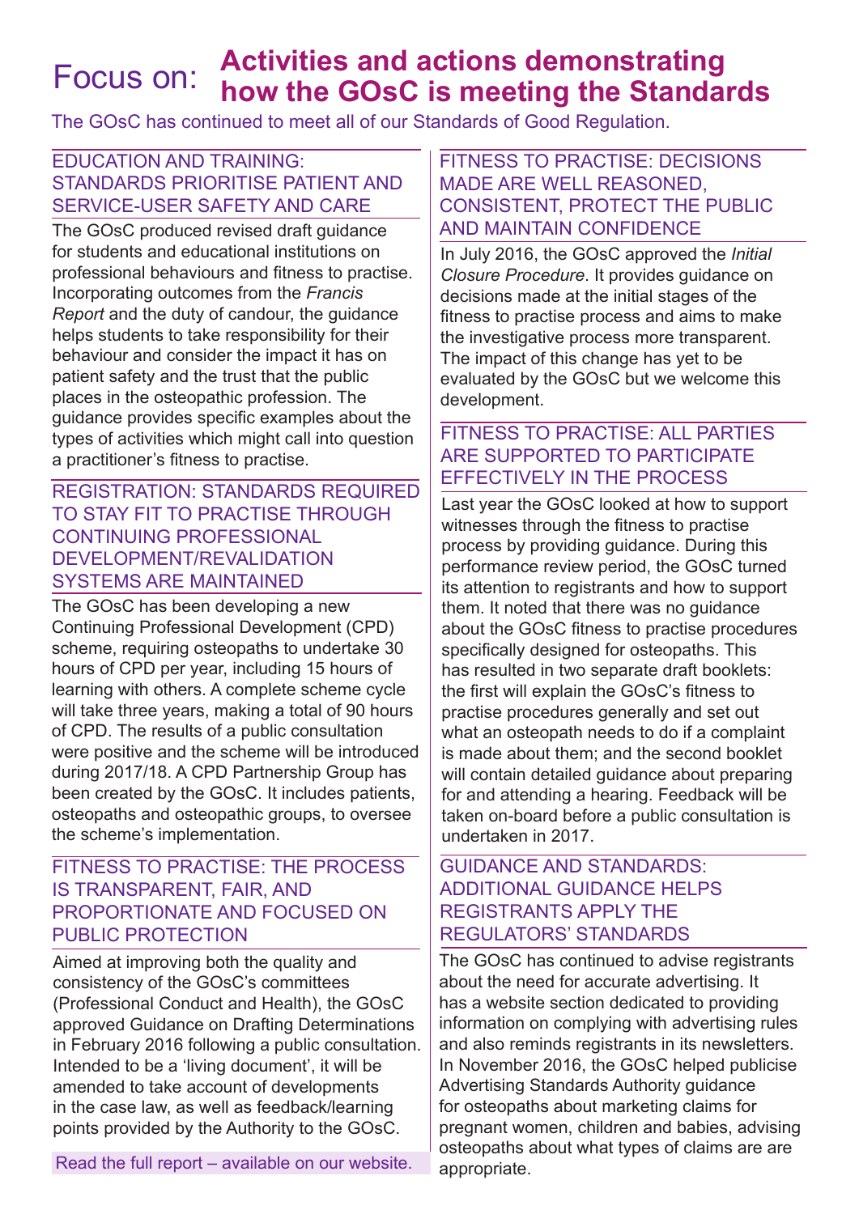# Focus on: Activities and actions demonstrating how the GOsC is meeting the Standards

The GOsC has continued to meet all of our Standards of Good Regulation.

## EDUCATION AND TRAINING: STANDARDS PRIORITISE PATIENT AND SERVICE-USER SAFETY AND CARE

The GOsC produced revised draft guidance for students and educational institutions on professional behaviours and fitness to practise. Incorporating outcomes from the *Francis Report* and the duty of candour, the guidance helps students to take responsibility for their behaviour and consider the impact it has on patient safety and the trust that the public places in the osteopathic profession. The guidance provides specific examples about the types of activities which might call into question a practitioner's fitness to practise.

## REGISTRATION: STANDARDS REQUIRED TO STAY FIT TO PRACTISE THROUGH CONTINUING PROFESSIONAL DEVELOPMENT/REVALIDATION SYSTEMS ARE MAINTAINED

The GOsC has been developing a new Continuing Professional Development (CPD) scheme, requiring osteopaths to undertake 30 hours of CPD per year, including 15 hours of learning with others. A complete scheme cycle will take three years, making a total of 90 hours of CPD. The results of a public consultation were positive and the scheme will be introduced during 2017/18. A CPD Partnership Group has been created by the GOsC. It includes patients, osteopaths and osteopathic groups, to oversee the scheme's implementation.

## FITNESS TO PRACTISE: THE PROCESS IS TRANSPARENT, FAIR, AND PROPORTIONATE AND FOCUSED ON PUBLIC PROTECTION

Aimed at improving both the quality and consistency of the GOsC's committees (Professional Conduct and Health), the GOsC approved Guidance on Drafting Determinations in February 2016 following a public consultation. Intended to be a 'living document', it will be amended to take account of developments in the case law, as well as feedback/learning points provided by the Authority to the GOsC.

Read the full report – available on our website.

## FITNESS TO PRACTISE: DECISIONS MADE ARE WELL REASONED, CONSISTENT, PROTECT THE PUBLIC AND MAINTAIN CONFIDENCE

In July 2016, the GOsC approved the *Initial Closure Procedure*. It provides guidance on decisions made at the initial stages of the fitness to practise process and aims to make the investigative process more transparent. The impact of this change has yet to be evaluated by the GOsC but we welcome this development.

## FITNESS TO PRACTISE: ALL PARTIES ARE SUPPORTED TO PARTICIPATE EFFECTIVELY IN THE PROCESS

Last year the GOsC looked at how to support witnesses through the fitness to practise process by providing guidance. During this performance review period, the GOsC turned its attention to registrants and how to support them. It noted that there was no guidance about the GOsC fitness to practise procedures specifically designed for osteopaths. This has resulted in two separate draft booklets: the first will explain the GOsC's fitness to practise procedures generally and set out what an osteopath needs to do if a complaint is made about them; and the second booklet will contain detailed guidance about preparing for and attending a hearing. Feedback will be taken on-board before a public consultation is undertaken in 2017.

## GUIDANCE AND STANDARDS: ADDITIONAL GUIDANCE HELPS REGISTRANTS APPLY THE REGULATORS' STANDARDS

The GOsC has continued to advise registrants about the need for accurate advertising. It has a website section dedicated to providing information on complying with advertising rules and also reminds registrants in its newsletters. In November 2016, the GOsC helped publicise Advertising Standards Authority guidance for osteopaths about marketing claims for pregnant women, children and babies, advising osteopaths about what types of claims are are appropriate.